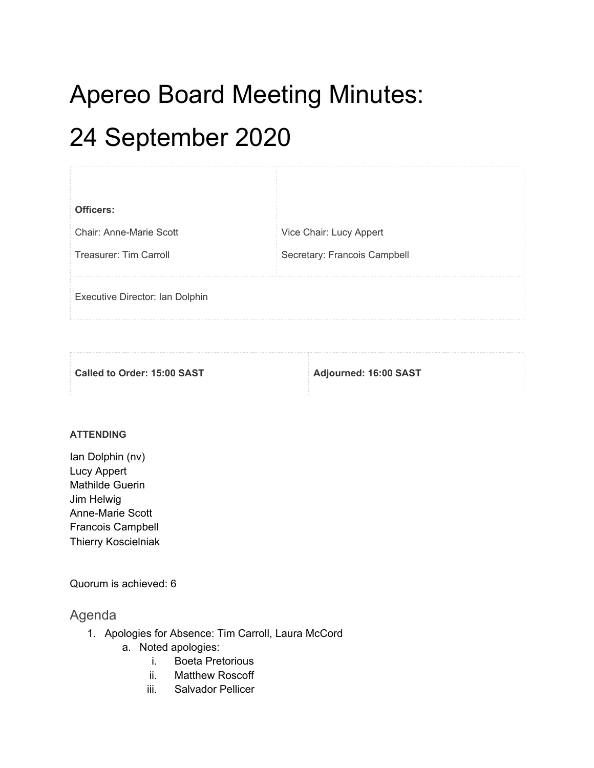# Apereo Board Meeting Minutes: 24 September 2020

| **Officers:** | |
| --- | --- |
| Chair: Anne-Marie Scott | Vice Chair: Lucy Appert |
| Treasurer: Tim Carroll | Secretary: Francois Campbell |
| Executive Director: Ian Dolphin | |

| **Called to Order: 15:00 SAST** | **Adjourned: 16:00 SAST** |
| --- | --- |

**ATTENDING**

Ian Dolphin (nv)
Lucy Appert
Mathilde Guerin
Jim Helwig
Anne-Marie Scott
Francois Campbell
Thierry Koscielniak

Quorum is achieved: 6

## Agenda

1. Apologies for Absence: Tim Carroll, Laura McCord
    a. Noted apologies:
        i. Boeta Pretorious
        ii. Matthew Roscoff
        iii. Salvador Pellicer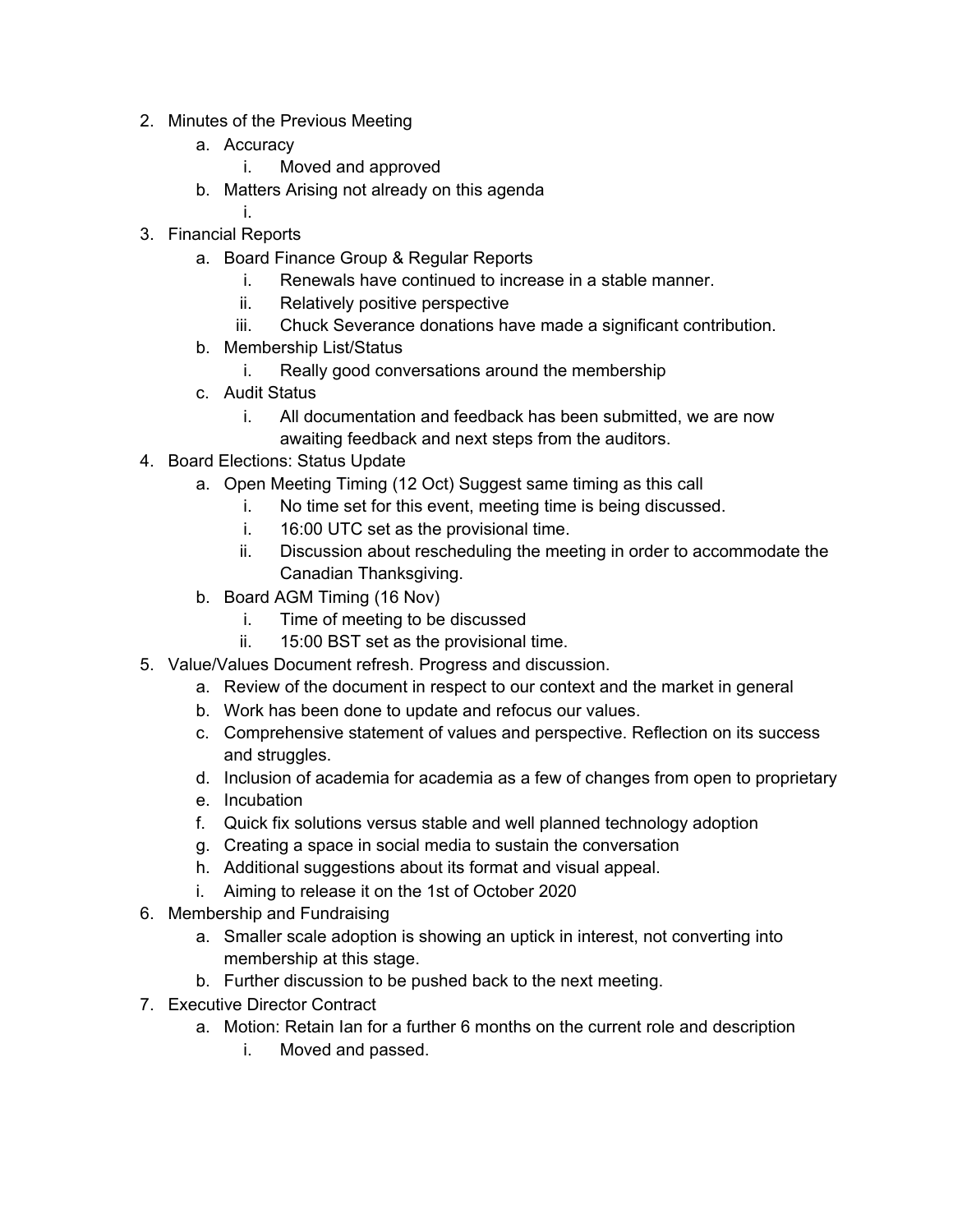2. Minutes of the Previous Meeting
    a. Accuracy
        i. Moved and approved
    b. Matters Arising not already on this agenda
        i.
3. Financial Reports
    a. Board Finance Group & Regular Reports
        i. Renewals have continued to increase in a stable manner.
        ii. Relatively positive perspective
        iii. Chuck Severance donations have made a significant contribution.
    b. Membership List/Status
        i. Really good conversations around the membership
    c. Audit Status
        i. All documentation and feedback has been submitted, we are now awaiting feedback and next steps from the auditors.
4. Board Elections: Status Update
    a. Open Meeting Timing (12 Oct) Suggest same timing as this call
        i. No time set for this event, meeting time is being discussed.
        i. 16:00 UTC set as the provisional time.
        ii. Discussion about rescheduling the meeting in order to accommodate the Canadian Thanksgiving.
    b. Board AGM Timing (16 Nov)
        i. Time of meeting to be discussed
        ii. 15:00 BST set as the provisional time.
5. Value/Values Document refresh. Progress and discussion.
    a. Review of the document in respect to our context and the market in general
    b. Work has been done to update and refocus our values.
    c. Comprehensive statement of values and perspective. Reflection on its success and struggles.
    d. Inclusion of academia for academia as a few of changes from open to proprietary
    e. Incubation
    f. Quick fix solutions versus stable and well planned technology adoption
    g. Creating a space in social media to sustain the conversation
    h. Additional suggestions about its format and visual appeal.
    i. Aiming to release it on the 1st of October 2020
6. Membership and Fundraising
    a. Smaller scale adoption is showing an uptick in interest, not converting into membership at this stage.
    b. Further discussion to be pushed back to the next meeting.
7. Executive Director Contract
    a. Motion: Retain Ian for a further 6 months on the current role and description
        i. Moved and passed.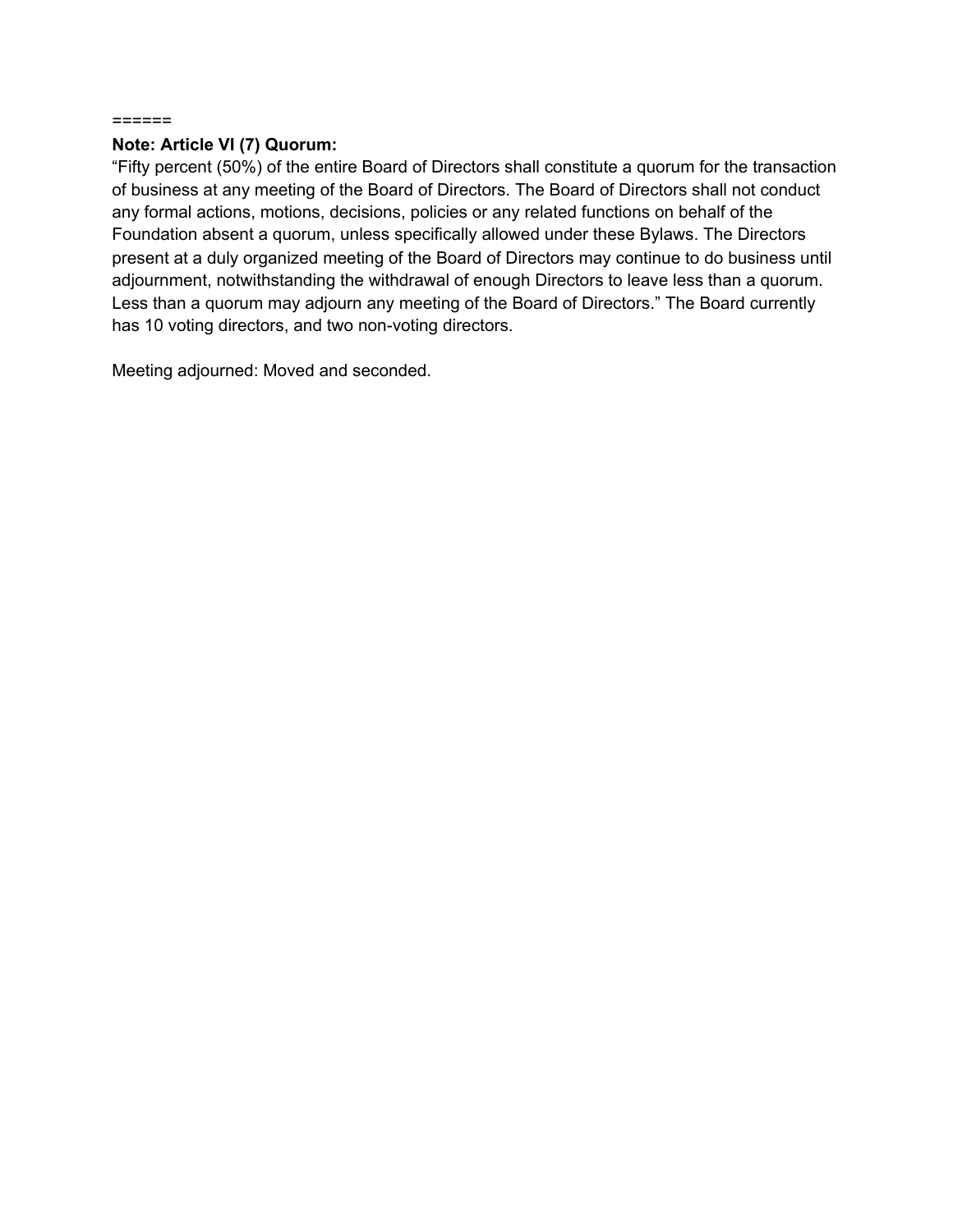======

**Note: Article VI (7) Quorum:**

"Fifty percent (50%) of the entire Board of Directors shall constitute a quorum for the transaction of business at any meeting of the Board of Directors. The Board of Directors shall not conduct any formal actions, motions, decisions, policies or any related functions on behalf of the Foundation absent a quorum, unless specifically allowed under these Bylaws. The Directors present at a duly organized meeting of the Board of Directors may continue to do business until adjournment, notwithstanding the withdrawal of enough Directors to leave less than a quorum. Less than a quorum may adjourn any meeting of the Board of Directors." The Board currently has 10 voting directors, and two non-voting directors.

Meeting adjourned: Moved and seconded.